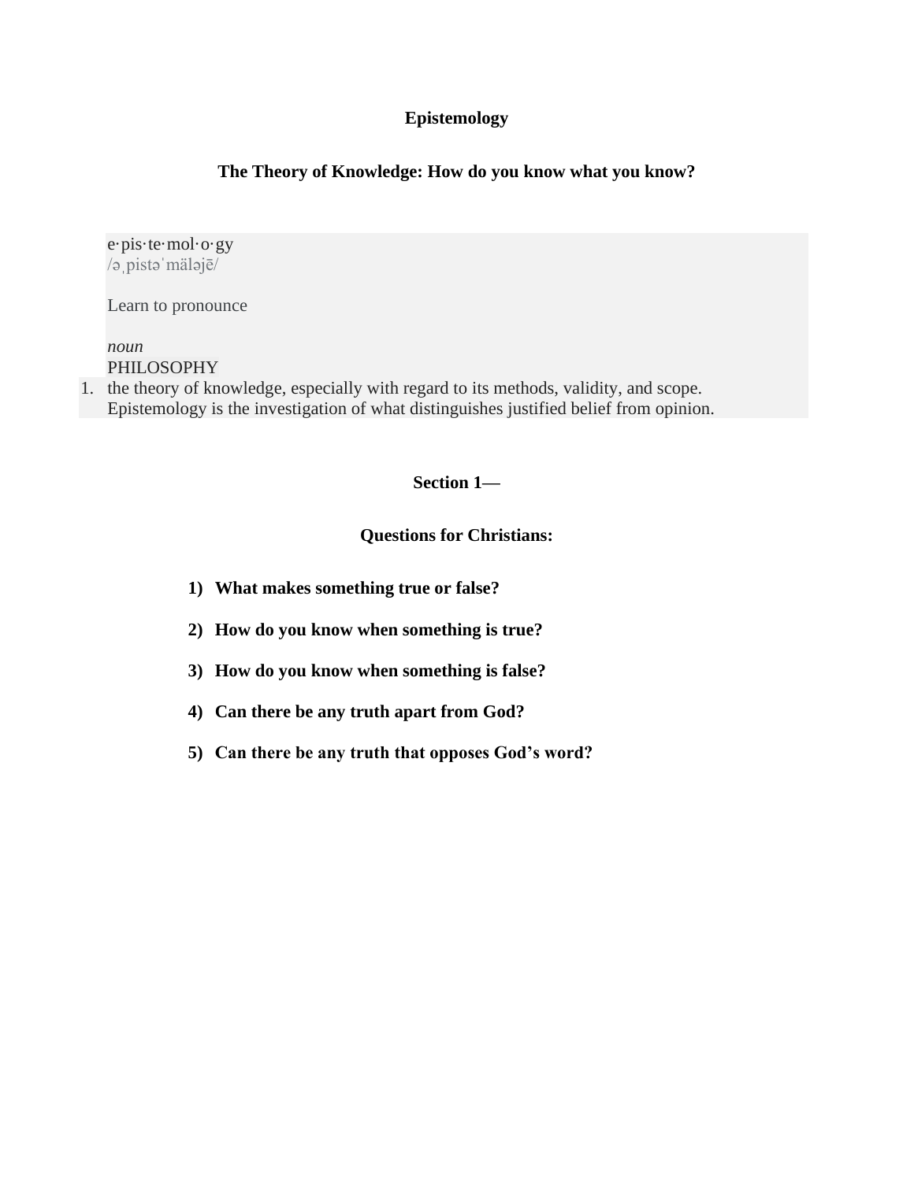# Epistemology

## The Theory of Knowledge: How do you know what you know?

e·pis·te·mol·o·gy
/əˌpistəˈmäləjē/

Learn to pronounce

*noun*
PHILOSOPHY

1. the theory of knowledge, especially with regard to its methods, validity, and scope. Epistemology is the investigation of what distinguishes justified belief from opinion.

## Section 1—

## Questions for Christians:

1) **What makes something true or false?**
2) **How do you know when something is true?**
3) **How do you know when something is false?**
4) **Can there be any truth apart from God?**
5) **Can there be any truth that opposes God's word?**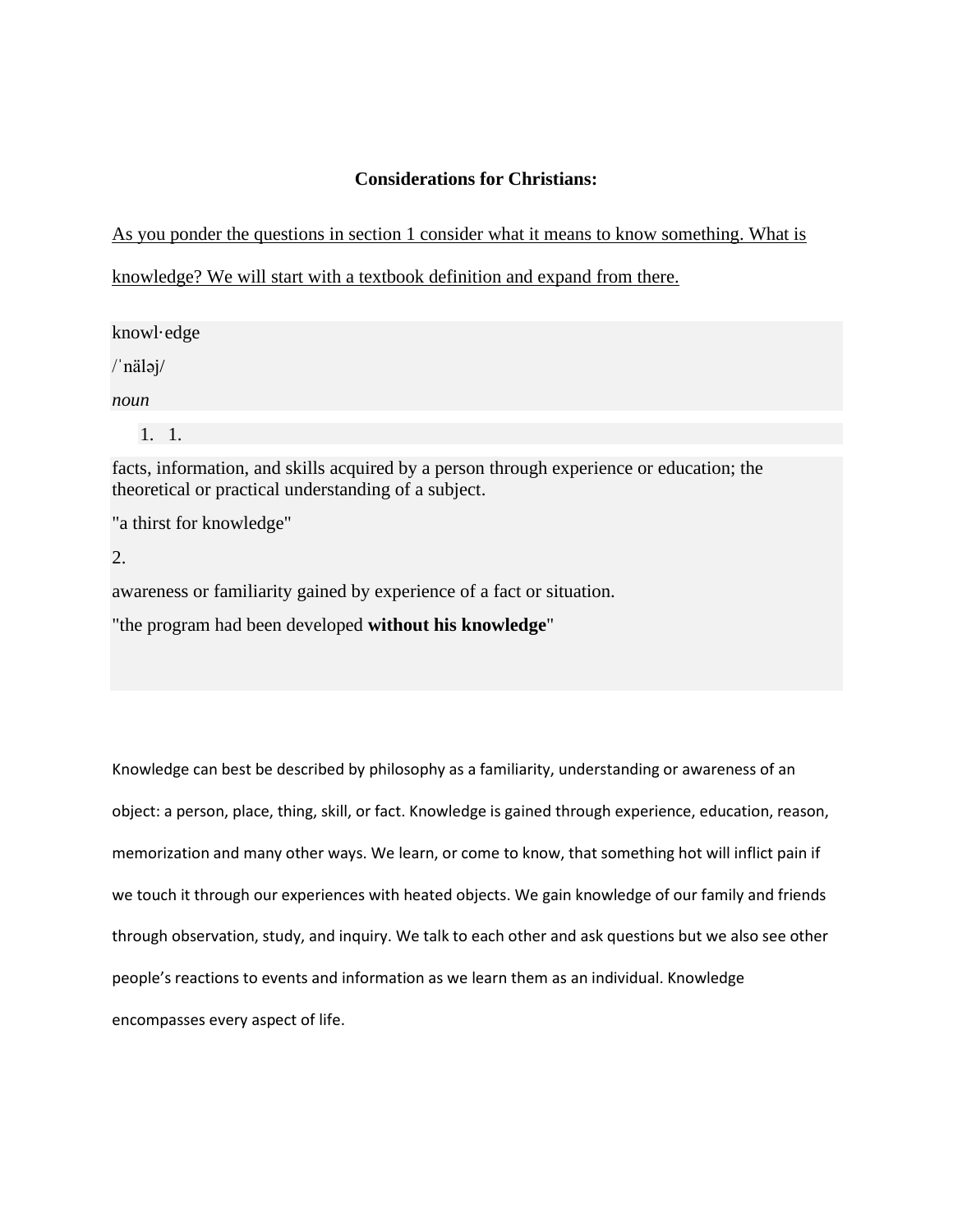**Considerations for Christians:**

As you ponder the questions in section 1 consider what it means to know something. What is knowledge? We will start with a textbook definition and expand from there.

knowl·edge

/ˈnäləj/

*noun*

1. 1.

facts, information, and skills acquired by a person through experience or education; the theoretical or practical understanding of a subject.

"a thirst for knowledge"

2.

awareness or familiarity gained by experience of a fact or situation.

"the program had been developed **without his knowledge**"

Knowledge can best be described by philosophy as a familiarity, understanding or awareness of an object: a person, place, thing, skill, or fact. Knowledge is gained through experience, education, reason, memorization and many other ways. We learn, or come to know, that something hot will inflict pain if we touch it through our experiences with heated objects. We gain knowledge of our family and friends through observation, study, and inquiry. We talk to each other and ask questions but we also see other people's reactions to events and information as we learn them as an individual. Knowledge encompasses every aspect of life.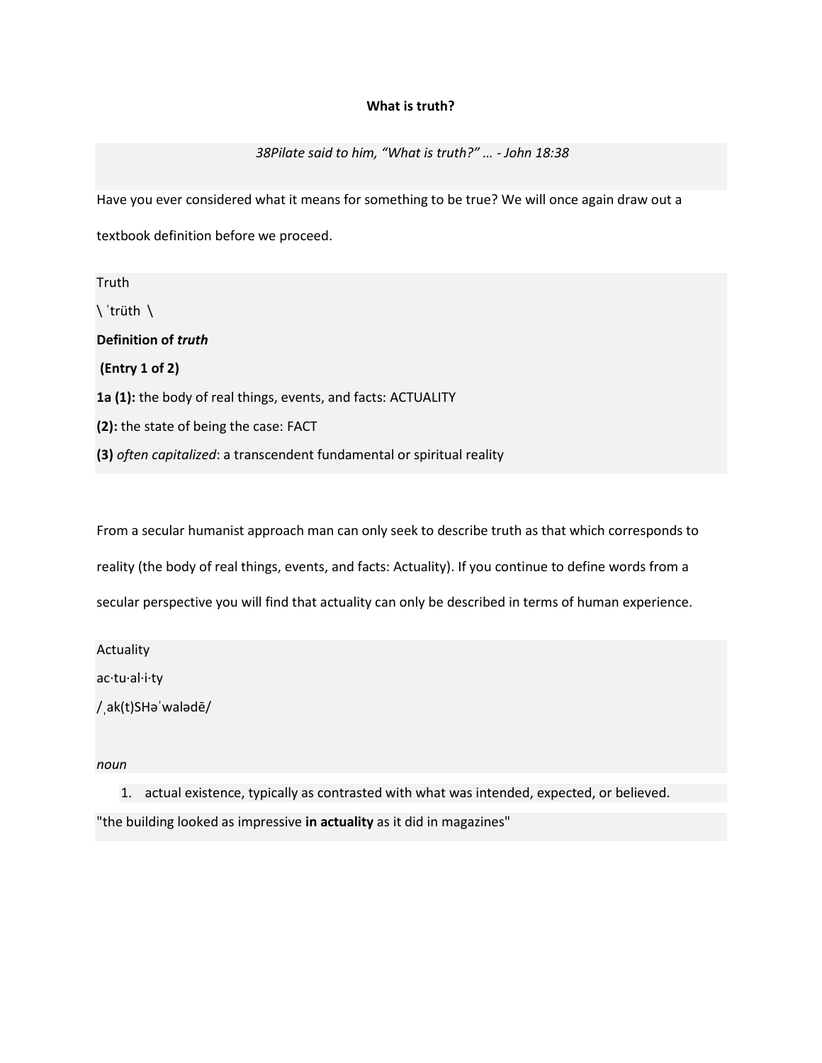**What is truth?**

*38Pilate said to him, "What is truth?" … - John 18:38*

Have you ever considered what it means for something to be true? We will once again draw out a textbook definition before we proceed.

Truth

\ ˈtrüth \

**Definition of *truth***

**(Entry 1 of 2)**

**1a (1):** the body of real things, events, and facts: ACTUALITY

**(2):** the state of being the case: FACT

**(3)** *often capitalized*: a transcendent fundamental or spiritual reality

From a secular humanist approach man can only seek to describe truth as that which corresponds to reality (the body of real things, events, and facts: Actuality). If you continue to define words from a secular perspective you will find that actuality can only be described in terms of human experience.

Actuality

ac·tu·al·i·ty

/ˌak(t)SHəˈwalədē/

*noun*

1. actual existence, typically as contrasted with what was intended, expected, or believed.

"the building looked as impressive **in actuality** as it did in magazines"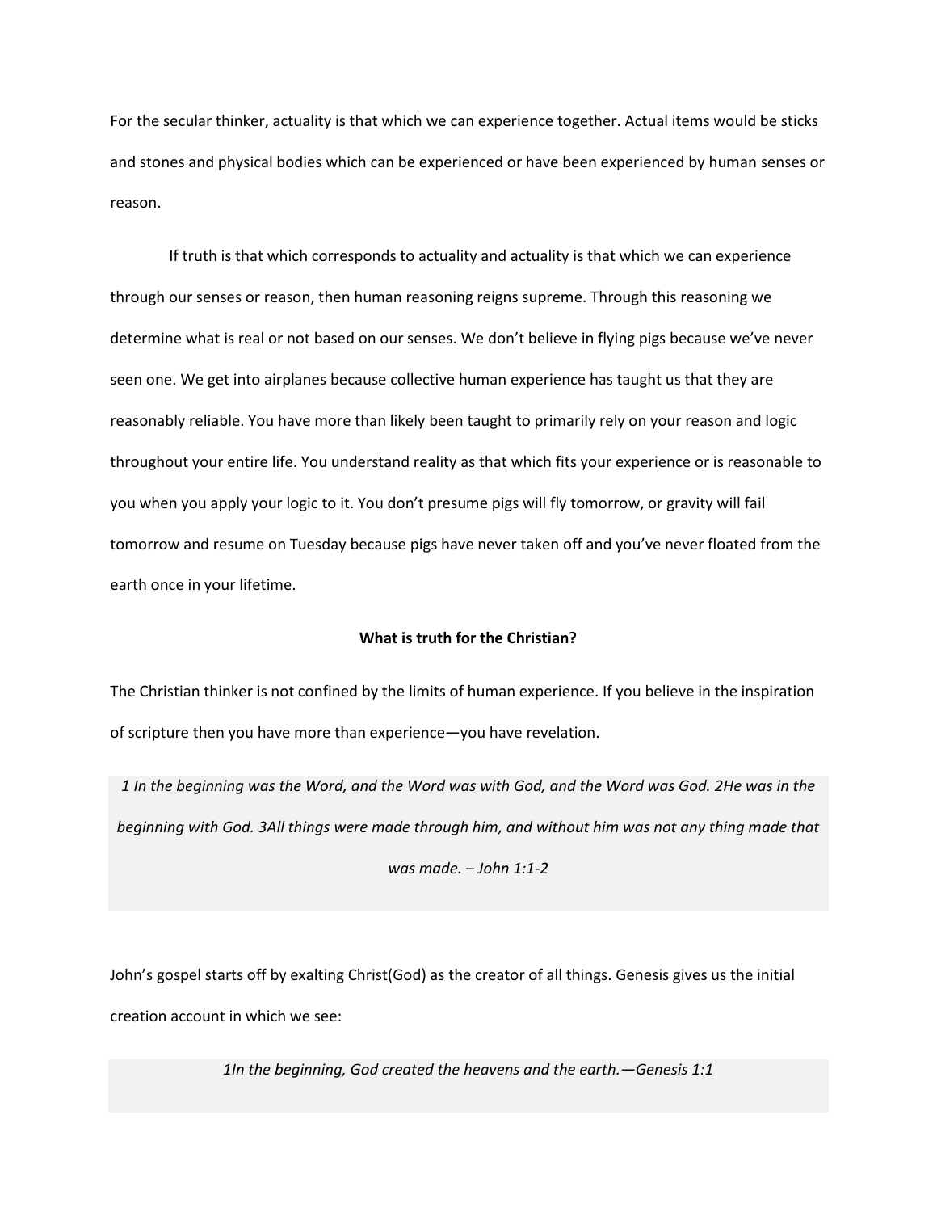For the secular thinker, actuality is that which we can experience together. Actual items would be sticks and stones and physical bodies which can be experienced or have been experienced by human senses or reason.

If truth is that which corresponds to actuality and actuality is that which we can experience through our senses or reason, then human reasoning reigns supreme. Through this reasoning we determine what is real or not based on our senses. We don't believe in flying pigs because we've never seen one. We get into airplanes because collective human experience has taught us that they are reasonably reliable. You have more than likely been taught to primarily rely on your reason and logic throughout your entire life. You understand reality as that which fits your experience or is reasonable to you when you apply your logic to it. You don't presume pigs will fly tomorrow, or gravity will fail tomorrow and resume on Tuesday because pigs have never taken off and you've never floated from the earth once in your lifetime.

**What is truth for the Christian?**

The Christian thinker is not confined by the limits of human experience. If you believe in the inspiration of scripture then you have more than experience—you have revelation.

> *1 In the beginning was the Word, and the Word was with God, and the Word was God. 2He was in the beginning with God. 3All things were made through him, and without him was not any thing made that was made. – John 1:1-2*

John's gospel starts off by exalting Christ(God) as the creator of all things. Genesis gives us the initial creation account in which we see:

> *1In the beginning, God created the heavens and the earth.—Genesis 1:1*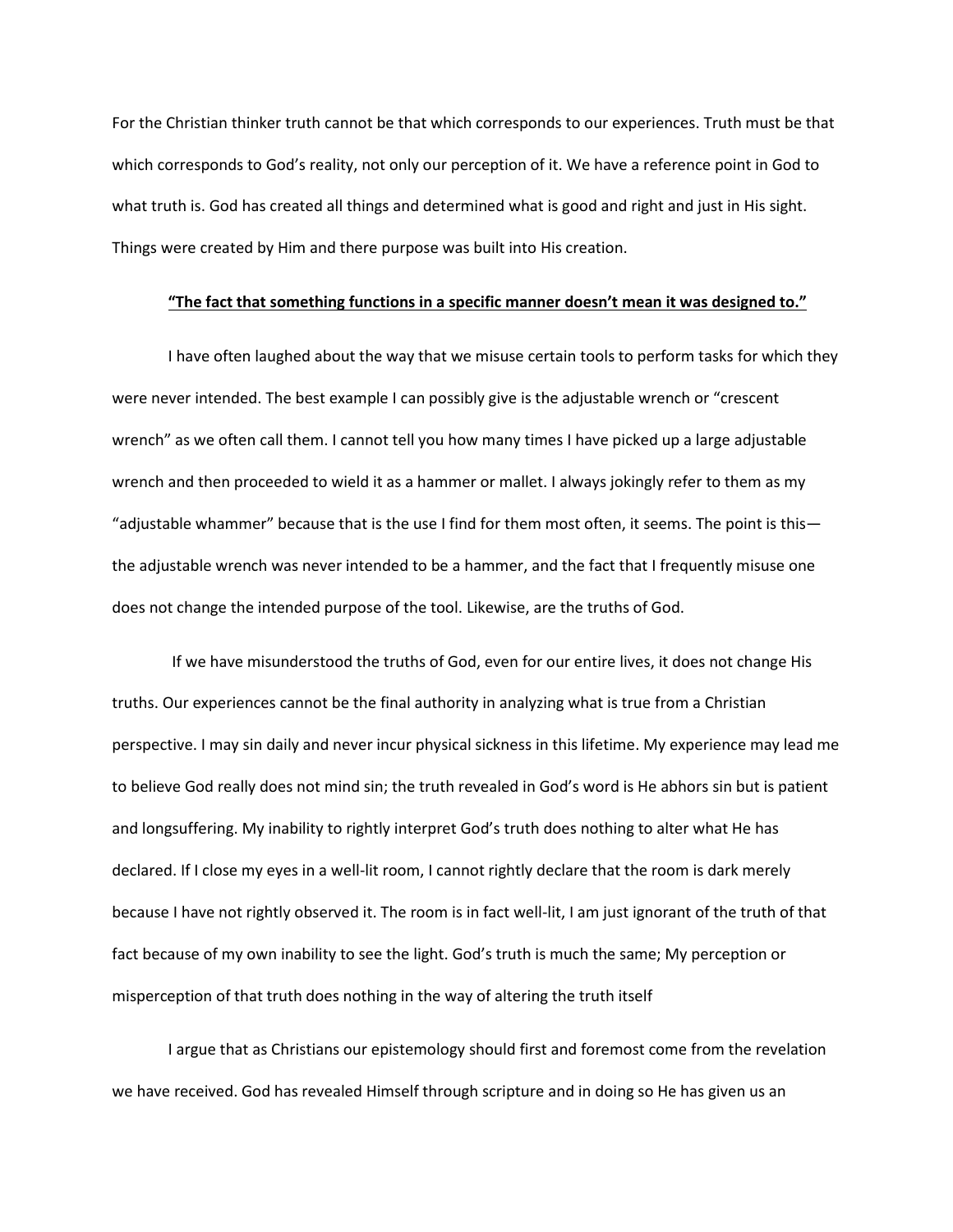For the Christian thinker truth cannot be that which corresponds to our experiences. Truth must be that which corresponds to God's reality, not only our perception of it. We have a reference point in God to what truth is. God has created all things and determined what is good and right and just in His sight. Things were created by Him and there purpose was built into His creation.

<u>**"The fact that something functions in a specific manner doesn't mean it was designed to."**</u>

I have often laughed about the way that we misuse certain tools to perform tasks for which they were never intended. The best example I can possibly give is the adjustable wrench or "crescent wrench" as we often call them. I cannot tell you how many times I have picked up a large adjustable wrench and then proceeded to wield it as a hammer or mallet. I always jokingly refer to them as my "adjustable whammer" because that is the use I find for them most often, it seems. The point is this—the adjustable wrench was never intended to be a hammer, and the fact that I frequently misuse one does not change the intended purpose of the tool. Likewise, are the truths of God.

If we have misunderstood the truths of God, even for our entire lives, it does not change His truths. Our experiences cannot be the final authority in analyzing what is true from a Christian perspective. I may sin daily and never incur physical sickness in this lifetime. My experience may lead me to believe God really does not mind sin; the truth revealed in God's word is He abhors sin but is patient and longsuffering. My inability to rightly interpret God's truth does nothing to alter what He has declared. If I close my eyes in a well-lit room, I cannot rightly declare that the room is dark merely because I have not rightly observed it. The room is in fact well-lit, I am just ignorant of the truth of that fact because of my own inability to see the light. God's truth is much the same; My perception or misperception of that truth does nothing in the way of altering the truth itself

I argue that as Christians our epistemology should first and foremost come from the revelation we have received. God has revealed Himself through scripture and in doing so He has given us an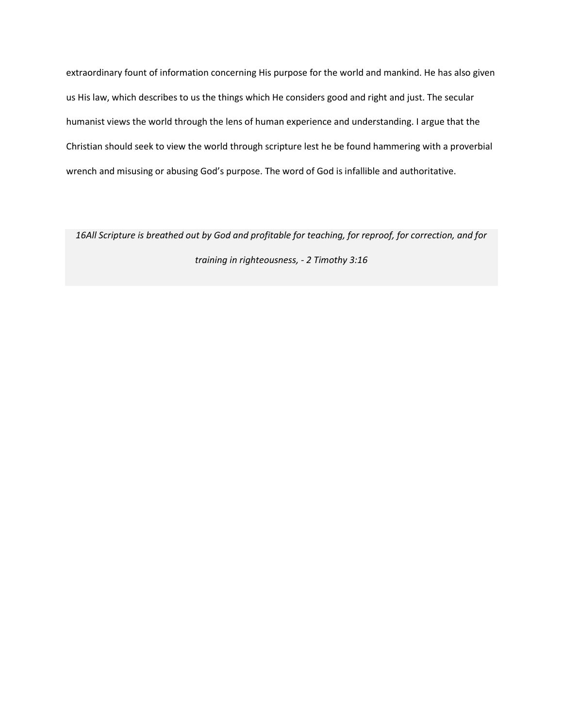extraordinary fount of information concerning His purpose for the world and mankind. He has also given us His law, which describes to us the things which He considers good and right and just. The secular humanist views the world through the lens of human experience and understanding. I argue that the Christian should seek to view the world through scripture lest he be found hammering with a proverbial wrench and misusing or abusing God's purpose. The word of God is infallible and authoritative.

> *16All Scripture is breathed out by God and profitable for teaching, for reproof, for correction, and for training in righteousness, - 2 Timothy 3:16*